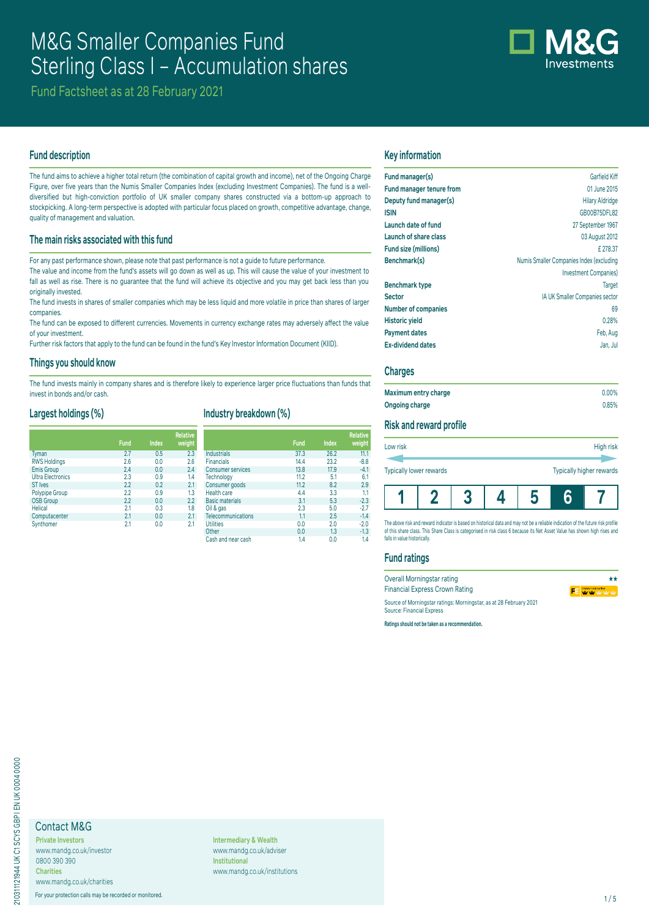# M&G Smaller Companies Fund
# Sterling Class I – Accumulation shares

Fund Factsheet as at 28 February 2021

## Fund description

The fund aims to achieve a higher total return (the combination of capital growth and income), net of the Ongoing Charge Figure, over five years than the Numis Smaller Companies Index (excluding Investment Companies). The fund is a well-diversified but high-conviction portfolio of UK smaller company shares constructed via a bottom-up approach to stockpicking. A long-term perspective is adopted with particular focus placed on growth, competitive advantage, change, quality of management and valuation.

## The main risks associated with this fund

For any past performance shown, please note that past performance is not a guide to future performance.

The value and income from the fund's assets will go down as well as up. This will cause the value of your investment to fall as well as rise. There is no guarantee that the fund will achieve its objective and you may get back less than you originally invested.

The fund invests in shares of smaller companies which may be less liquid and more volatile in price than shares of larger companies.

The fund can be exposed to different currencies. Movements in currency exchange rates may adversely affect the value of your investment.

Further risk factors that apply to the fund can be found in the fund's Key Investor Information Document (KIID).

## Things you should know

The fund invests mainly in company shares and is therefore likely to experience larger price fluctuations than funds that invest in bonds and/or cash.

## Largest holdings (%)

| | Fund | Index | Relative weight |
|---|---|---|---|
| Tyman | 2.7 | 0.5 | 2.3 |
| RWS Holdings | 2.6 | 0.0 | 2.6 |
| Emis Group | 2.4 | 0.0 | 2.4 |
| Ultra Electronics | 2.3 | 0.9 | 1.4 |
| ST Ives | 2.2 | 0.2 | 2.1 |
| Polypipe Group | 2.2 | 0.9 | 1.3 |
| OSB Group | 2.2 | 0.0 | 2.2 |
| Helical | 2.1 | 0.3 | 1.8 |
| Computacenter | 2.1 | 0.0 | 2.1 |
| Synthomer | 2.1 | 0.0 | 2.1 |

## Industry breakdown (%)

| | Fund | Index | Relative weight |
|---|---|---|---|
| Industrials | 37.3 | 26.2 | 11.1 |
| Financials | 14.4 | 23.2 | -8.8 |
| Consumer services | 13.8 | 17.9 | -4.1 |
| Technology | 11.2 | 5.1 | 6.1 |
| Consumer goods | 11.2 | 8.2 | 2.9 |
| Health care | 4.4 | 3.3 | 1.1 |
| Basic materials | 3.1 | 5.3 | -2.3 |
| Oil & gas | 2.3 | 5.0 | -2.7 |
| Telecommunications | 1.1 | 2.5 | -1.4 |
| Utilities | 0.0 | 2.0 | -2.0 |
| Other | 0.0 | 1.3 | -1.3 |
| Cash and near cash | 1.4 | 0.0 | 1.4 |

## Key information

| | |
|---|---|
| **Fund manager(s)** | Garfield Kiff |
| **Fund manager tenure from** | 01 June 2015 |
| **Deputy fund manager(s)** | Hilary Aldridge |
| **ISIN** | GB00B75DFL82 |
| **Launch date of fund** | 27 September 1967 |
| **Launch of share class** | 03 August 2012 |
| **Fund size (millions)** | £ 278.37 |
| **Benchmark(s)** | Numis Smaller Companies Index (excluding Investment Companies) |
| **Benchmark type** | Target |
| **Sector** | IA UK Smaller Companies sector |
| **Number of companies** | 69 |
| **Historic yield** | 0.28% |
| **Payment dates** | Feb, Aug |
| **Ex-dividend dates** | Jan, Jul |

## Charges

| | |
|---|---|
| **Maximum entry charge** | 0.00% |
| **Ongoing charge** | 0.85% |

## Risk and reward profile

Low risk — High risk

Typically lower rewards — Typically higher rewards

| 1 | 2 | 3 | 4 | 5 | **6** | 7 |
|---|---|---|---|---|---|---|

The above risk and reward indicator is based on historical data and may not be a reliable indication of the future risk profile of this share class. This Share Class is categorised in risk class 6 because its Net Asset Value has shown high rises and falls in value historically.

## Fund ratings

| | |
|---|---|
| Overall Morningstar rating | ★★ |
| Financial Express Crown Rating | |

Source of Morningstar ratings: Morningstar, as at 28 February 2021
Source: Financial Express

**Ratings should not be taken as a recommendation.**

## Contact M&G

**Private Investors**
www.mandg.co.uk/investor
0800 390 390

**Charities**
www.mandg.co.uk/charities

**Intermediary & Wealth**
www.mandg.co.uk/adviser

**Institutional**
www.mandg.co.uk/institutions

For your protection calls may be recorded or monitored.

210311121944 UK C1 SCYS GBP I EN UK 0004 0000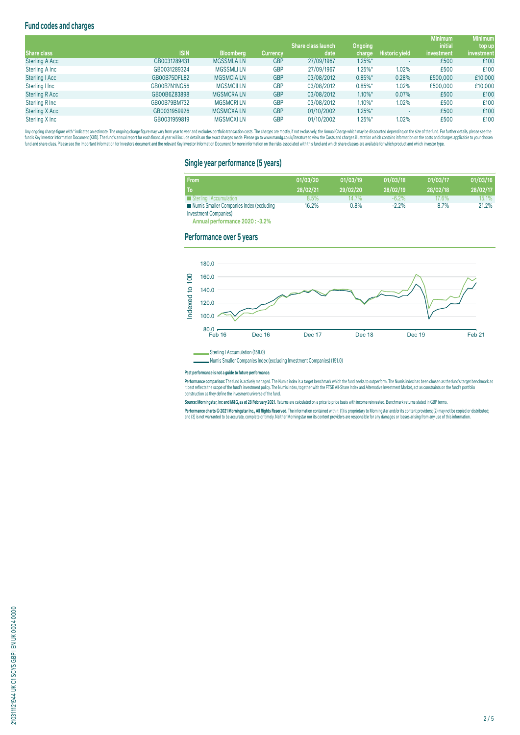## Fund codes and charges

| Share class | ISIN | Bloomberg | Currency | Share class launch date | Ongoing charge | Historic yield | Minimum initial investment | Minimum top up investment |
|---|---|---|---|---|---|---|---|---|
| Sterling A Acc | GB0031289431 | MGSSMLA LN | GBP | 27/09/1967 | 1.25%* | - | £500 | £100 |
| Sterling A Inc | GB0031289324 | MGSSMLI LN | GBP | 27/09/1967 | 1.25%* | 1.02% | £500 | £100 |
| Sterling I Acc | GB00B75DFL82 | MGSMCIA LN | GBP | 03/08/2012 | 0.85%* | 0.28% | £500,000 | £10,000 |
| Sterling I Inc | GB00B7N1NG56 | MGSMCII LN | GBP | 03/08/2012 | 0.85%* | 1.02% | £500,000 | £10,000 |
| Sterling R Acc | GB00B6Z83898 | MGSMCRA LN | GBP | 03/08/2012 | 1.10%* | 0.07% | £500 | £100 |
| Sterling R Inc | GB00B79BM732 | MGSMCRI LN | GBP | 03/08/2012 | 1.10%* | 1.02% | £500 | £100 |
| Sterling X Acc | GB0031959926 | MGSMCXA LN | GBP | 01/10/2002 | 1.25%* | - | £500 | £100 |
| Sterling X Inc | GB0031959819 | MGSMCXI LN | GBP | 01/10/2002 | 1.25%* | 1.02% | £500 | £100 |

Any ongoing charge figure with * indicates an estimate. The ongoing charge figure may vary from year to year and excludes portfolio transaction costs. The charges are mostly, if not exclusively, the Annual Charge which may be discounted depending on the size of the fund. For further details, please see the fund's Key Investor Information Document (KIID). The fund's annual report for each financial year will include details on the exact charges made. Please go to www.mandg.co.uk/literature to view the Costs and charges illustration which contains information on the costs and charges applicable to your chosen fund and share class. Please see the Important Information for Investors document and the relevant Key Investor Information Document for more information on the risks associated with this fund and which share classes are available for which product and which investor type.

## Single year performance (5 years)

| From | 01/03/20 | 01/03/19 | 01/03/18 | 01/03/17 | 01/03/16 |
|---|---|---|---|---|---|
| To | 28/02/21 | 29/02/20 | 28/02/19 | 28/02/18 | 28/02/17 |
| Sterling I Accumulation | 8.5% | 14.7% | -6.2% | 17.6% | 15.1% |
| Numis Smaller Companies Index (excluding Investment Companies) | 16.2% | 0.8% | -2.2% | 8.7% | 21.2% |

**Annual performance 2020 : -3.2%**

## Performance over 5 years

Sterling I Accumulation (158.0)

Numis Smaller Companies Index (excluding Investment Companies) (151.0)

**Past performance is not a guide to future performance.**

**Performance comparison:** The fund is actively managed. The Numis index is a target benchmark which the fund seeks to outperform. The Numis index has been chosen as the fund's target benchmark as it best reflects the scope of the fund's investment policy. The Numis index, together with the FTSE All-Share Index and Alternative Investment Market, act as constraints on the fund's portfolio construction as they define the invesment universe of the fund.

**Source: Morningstar, Inc and M&G, as at 28 February 2021.** Returns are calculated on a price to price basis with income reinvested. Benchmark returns stated in GBP terms.

**Performance charts © 2021 Morningstar Inc., All Rights Reserved.** The information contained within: (1) is proprietary to Morningstar and/or its content providers; (2) may not be copied or distributed; and (3) is not warranted to be accurate, complete or timely. Neither Morningstar nor its content providers are responsible for any damages or losses arising from any use of this information.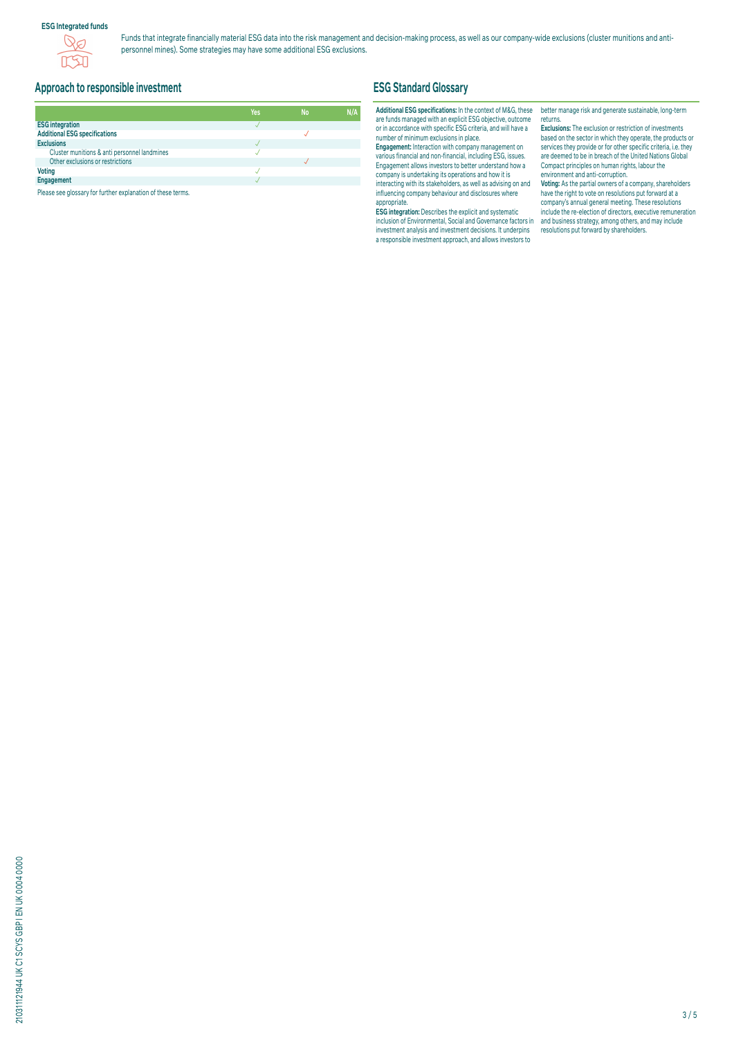**ESG Integrated funds**

Funds that integrate financially material ESG data into the risk management and decision-making process, as well as our company-wide exclusions (cluster munitions and anti-personnel mines). Some strategies may have some additional ESG exclusions.

## Approach to responsible investment

| | Yes | No | N/A |
|---|---|---|---|
| **ESG integration** | ✓ | | |
| **Additional ESG specifications** | | ✓ | |
| **Exclusions** | ✓ | | |
| Cluster munitions & anti personnel landmines | ✓ | | |
| Other exclusions or restrictions | | ✓ | |
| **Voting** | ✓ | | |
| **Engagement** | ✓ | | |

Please see glossary for further explanation of these terms.

## ESG Standard Glossary

**Additional ESG specifications:** In the context of M&G, these are funds managed with an explicit ESG objective, outcome or in accordance with specific ESG criteria, and will have a number of minimum exclusions in place.

**Engagement:** Interaction with company management on various financial and non-financial, including ESG, issues. Engagement allows investors to better understand how a company is undertaking its operations and how it is interacting with its stakeholders, as well as advising on and influencing company behaviour and disclosures where appropriate.

**ESG integration:** Describes the explicit and systematic inclusion of Environmental, Social and Governance factors in investment analysis and investment decisions. It underpins a responsible investment approach, and allows investors to better manage risk and generate sustainable, long-term returns.

**Exclusions:** The exclusion or restriction of investments based on the sector in which they operate, the products or services they provide or for other specific criteria, i.e. they are deemed to be in breach of the United Nations Global Compact principles on human rights, labour the environment and anti-corruption.

**Voting:** As the partial owners of a company, shareholders have the right to vote on resolutions put forward at a company's annual general meeting. These resolutions include the re-election of directors, executive remuneration and business strategy, among others, and may include resolutions put forward by shareholders.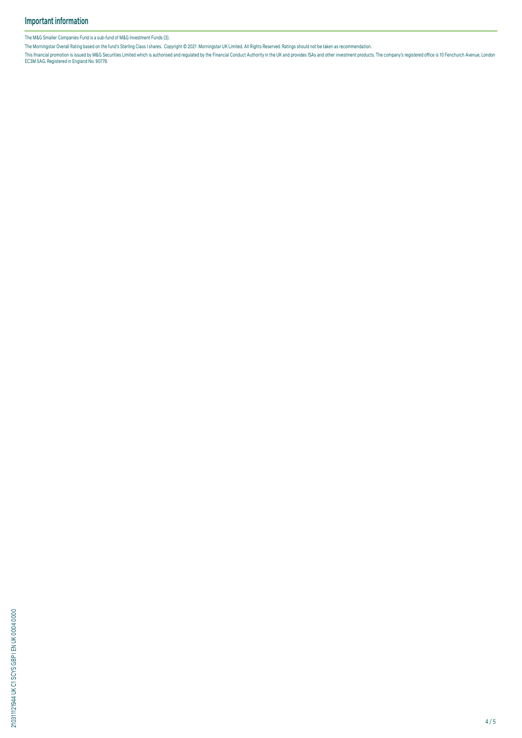## Important information

The M&G Smaller Companies Fund is a sub-fund of M&G Investment Funds (3).

The Morningstar Overall Rating based on the fund's Sterling Class I shares. Copyright © 2021 Morningstar UK Limited. All Rights Reserved. Ratings should not be taken as recommendation.

This financial promotion is issued by M&G Securities Limited which is authorised and regulated by the Financial Conduct Authority in the UK and provides ISAs and other investment products. The company's registered office is 10 Fenchurch Avenue, London EC3M 5AG. Registered in England No. 90776.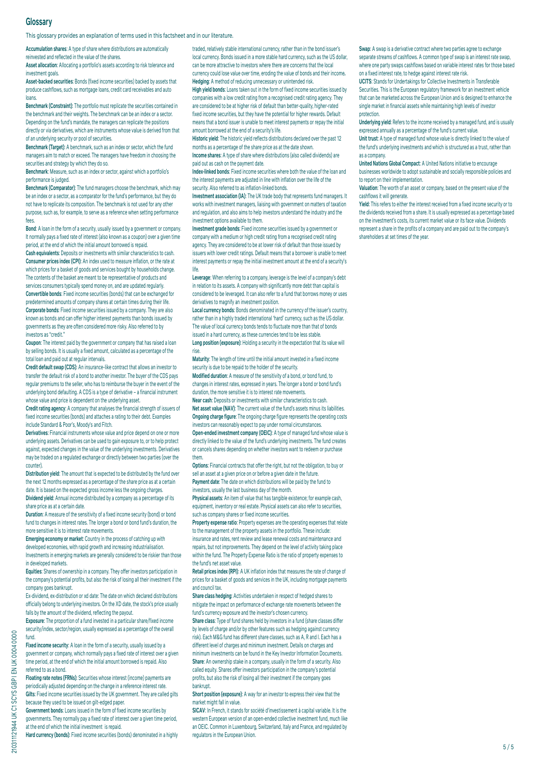## Glossary

This glossary provides an explanation of terms used in this factsheet and in our literature.

**Accumulation shares**: A type of share where distributions are automatically reinvested and reflected in the value of the shares.

**Asset allocation**: Allocating a portfolio's assets according to risk tolerance and investment goals.

**Asset-backed securities**: Bonds (fixed income securities) backed by assets that produce cashflows, such as mortgage loans, credit card receivables and auto loans.

**Benchmark (Constraint)**: The portfolio must replicate the securities contained in the benchmark and their weights. The benchmark can be an index or a sector. Depending on the fund's mandate, the managers can replicate the positions directly or via derivatives, which are instruments whose value is derived from that of an underlying security or pool of securities.

**Benchmark (Target)**: A benchmark, such as an index or sector, which the fund managers aim to match or exceed. The managers have freedom in choosing the securities and strategy by which they do so.

**Benchmark**: Measure, such as an index or sector, against which a portfolio's performance is judged.

**Benchmark (Comparator)**: The fund managers choose the benchmark, which may be an index or a sector, as a comparator for the fund's performance, but they do not have to replicate its composition. The benchmark is not used for any other purpose, such as, for example, to serve as a reference when setting performance fees.

**Bond**: A loan in the form of a security, usually issued by a government or company. It normally pays a fixed rate of interest (also known as a coupon) over a given time period, at the end of which the initial amount borrowed is repaid.

**Cash equivalents**: Deposits or investments with similar characteristics to cash.

**Consumer prices index (CPI)**: An index used to measure inflation, or the rate at which prices for a basket of goods and services bought by households change. The contents of the basket are meant to be representative of products and services consumers typically spend money on, and are updated regularly.

**Convertible bonds**: Fixed income securities (bonds) that can be exchanged for predetermined amounts of company shares at certain times during their life.

**Corporate bonds**: Fixed income securities issued by a company. They are also known as bonds and can offer higher interest payments than bonds issued by governments as they are often considered more risky. Also referred to by investors as "credit."

**Coupon**: The interest paid by the government or company that has raised a loan by selling bonds. It is usually a fixed amount, calculated as a percentage of the total loan and paid out at regular intervals.

**Credit default swap (CDS)**: An insurance-like contract that allows an investor to transfer the default risk of a bond to another investor. The buyer of the CDS pays regular premiums to the seller, who has to reimburse the buyer in the event of the underlying bond defaulting. A CDS is a type of derivative – a financial instrument whose value and price is dependent on the underlying asset.

**Credit rating agency**: A company that analyses the financial strength of issuers of fixed income securities (bonds) and attaches a rating to their debt. Examples include Standard & Poor's, Moody's and Fitch.

**Derivatives**: Financial instruments whose value and price depend on one or more underlying assets. Derivatives can be used to gain exposure to, or to help protect against, expected changes in the value of the underlying investments. Derivatives may be traded on a regulated exchange or directly between two parties (over the counter).

**Distribution yield**: The amount that is expected to be distributed by the fund over the next 12 months expressed as a percentage of the share price as at a certain date. It is based on the expected gross income less the ongoing charges.

**Dividend yield**: Annual income distributed by a company as a percentage of its share price as at a certain date.

**Duration**: A measure of the sensitivity of a fixed income security (bond) or bond fund to changes in interest rates. The longer a bond or bond fund's duration, the more sensitive it is to interest rate movements.

**Emerging economy or market**: Country in the process of catching up with developed economies, with rapid growth and increasing industrialisation. Investments in emerging markets are generally considered to be riskier than those in developed markets.

**Equities**: Shares of ownership in a company. They offer investors participation in the company's potential profits, but also the risk of losing all their investment if the company goes bankrupt.

Ex-dividend, ex-distribution or xd date: The date on which declared distributions officially belong to underlying investors. On the XD date, the stock's price usually falls by the amount of the dividend, reflecting the payout.

**Exposure**: The proportion of a fund invested in a particular share/fixed income security/index, sector/region, usually expressed as a percentage of the overall fund.

**Fixed income security**: A loan in the form of a security, usually issued by a government or company, which normally pays a fixed rate of interest over a given time period, at the end of which the initial amount borrowed is repaid. Also referred to as a bond.

**Floating rate notes (FRNs)**: Securities whose interest (income) payments are periodically adjusted depending on the change in a reference interest rate.

**Gilts**: Fixed income securities issued by the UK government. They are called gilts because they used to be issued on gilt-edged paper.

**Government bonds**: Loans issued in the form of fixed income securities by governments. They normally pay a fixed rate of interest over a given time period, at the end of which the initial investment is repaid.

**Hard currency (bonds)**: Fixed income securities (bonds) denominated in a highly traded, relatively stable international currency, rather than in the bond issuer's local currency. Bonds issued in a more stable hard currency, such as the US dollar, can be more attractive to investors where there are concerns that the local currency could lose value over time, eroding the value of bonds and their income.

**Hedging**: A method of reducing unnecessary or unintended risk.

**High yield bonds**: Loans taken out in the form of fixed income securities issued by companies with a low credit rating from a recognised credit rating agency. They are considered to be at higher risk of default than better-quality, higher-rated fixed income securities, but they have the potential for higher rewards. Default means that a bond issuer is unable to meet interest payments or repay the initial amount borrowed at the end of a security's life.

**Historic yield**: The historic yield reflects distributions declared over the past 12 months as a percentage of the share price as at the date shown.

**Income shares**: A type of share where distributions (also called dividends) are paid out as cash on the payment date.

**Index-linked bonds**: Fixed income securities where both the value of the loan and the interest payments are adjusted in line with inflation over the life of the security. Also referred to as inflation-linked bonds.

**Investment association (IA)**: The UK trade body that represents fund managers. It works with investment managers, liaising with government on matters of taxation and regulation, and also aims to help investors understand the industry and the investment options available to them.

**Investment grade bonds**: Fixed income securities issued by a government or company with a medium or high credit rating from a recognised credit rating agency. They are considered to be at lower risk of default than those issued by issuers with lower credit ratings. Default means that a borrower is unable to meet interest payments or repay the initial investment amount at the end of a security's life.

**Leverage**: When referring to a company, leverage is the level of a company's debt in relation to its assets. A company with significantly more debt than capital is considered to be leveraged. It can also refer to a fund that borrows money or uses derivatives to magnify an investment position.

**Local currency bonds**: Bonds denominated in the currency of the issuer's country, rather than in a highly traded international 'hard' currency, such as the US dollar. The value of local currency bonds tends to fluctuate more than that of bonds issued in a hard currency, as these currencies tend to be less stable.

**Long position (exposure)**: Holding a security in the expectation that its value will rise.

**Maturity**: The length of time until the initial amount invested in a fixed income security is due to be repaid to the holder of the security.

**Modified duration**: A measure of the sensitivity of a bond, or bond fund, to changes in interest rates, expressed in years. The longer a bond or bond fund's duration, the more sensitive it is to interest rate movements.

**Near cash**: Deposits or investments with similar characteristics to cash.

**Net asset value (NAV)**: The current value of the fund's assets minus its liabilities.

**Ongoing charge figure**: The ongoing charge figure represents the operating costs investors can reasonably expect to pay under normal circumstances.

**Open-ended investment company (OEIC)**: A type of managed fund whose value is directly linked to the value of the fund's underlying investments. The fund creates or cancels shares depending on whether investors want to redeem or purchase them.

**Options**: Financial contracts that offer the right, but not the obligation, to buy or sell an asset at a given price on or before a given date in the future.

**Payment date**: The date on which distributions will be paid by the fund to investors, usually the last business day of the month.

**Physical assets**: An item of value that has tangible existence; for example cash, equipment, inventory or real estate. Physical assets can also refer to securities, such as company shares or fixed income securities.

**Property expense ratio**: Property expenses are the operating expenses that relate to the management of the property assets in the portfolio. These include: insurance and rates, rent review and lease renewal costs and maintenance and repairs, but not improvements. They depend on the level of activity taking place within the fund. The Property Expense Ratio is the ratio of property expenses to the fund's net asset value.

**Retail prices index (RPI)**: A UK inflation index that measures the rate of change of prices for a basket of goods and services in the UK, including mortgage payments and council tax.

**Share class hedging**: Activities undertaken in respect of hedged shares to mitigate the impact on performance of exchange rate movements between the fund's currency exposure and the investor's chosen currency.

**Share class**: Type of fund shares held by investors in a fund (share classes differ by levels of charge and/or by other features such as hedging against currency risk). Each M&G fund has different share classes, such as A, R and I. Each has a different level of charges and minimum investment. Details on charges and minimum investments can be found in the Key Investor Information Documents.

**Share**: An ownership stake in a company, usually in the form of a security. Also called equity. Shares offer investors participation in the company's potential profits, but also the risk of losing all their investment if the company goes bankrupt.

**Short position (exposure)**: A way for an investor to express their view that the market might fall in value.

**SICAV**: In French, it stands for société d'investissement à capital variable. It is the western European version of an open-ended collective investment fund, much like an OEIC. Common in Luxembourg, Switzerland, Italy and France, and regulated by regulators in the European Union.

**Swap**: A swap is a derivative contract where two parties agree to exchange separate streams of cashflows. A common type of swap is an interest rate swap, where one party swaps cashflows based on variable interest rates for those based on a fixed interest rate, to hedge against interest rate risk.

**UCITS**: Stands for Undertakings for Collective Investments in Transferable Securities. This is the European regulatory framework for an investment vehicle that can be marketed across the European Union and is designed to enhance the single market in financial assets while maintaining high levels of investor protection.

**Underlying yield**: Refers to the income received by a managed fund, and is usually expressed annually as a percentage of the fund's current value.

**Unit trust**: A type of managed fund whose value is directly linked to the value of the fund's underlying investments and which is structured as a trust, rather than as a company.

**United Nations Global Compact**: A United Nations initiative to encourage businesses worldwide to adopt sustainable and socially responsible policies and to report on their implementation.

**Valuation**: The worth of an asset or company, based on the present value of the cashflows it will generate.

**Yield**: This refers to either the interest received from a fixed income security or to the dividends received from a share. It is usually expressed as a percentage based on the investment's costs, its current market value or its face value. Dividends represent a share in the profits of a company and are paid out to the company's shareholders at set times of the year.

210311121944 UK C1 SCYS GBP I EN UK 0004 0000